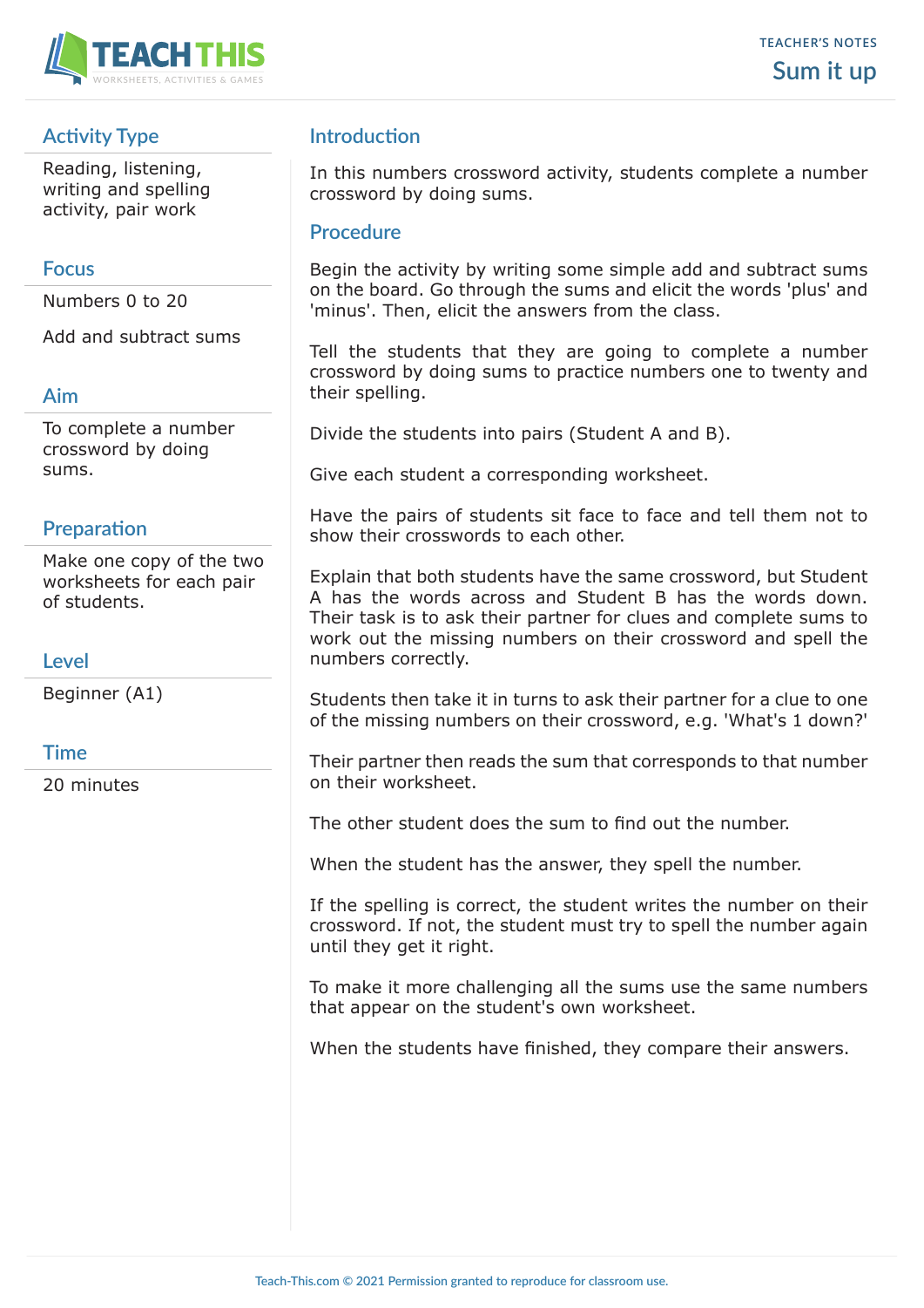TEACHER'S NOTES

# Sum it up

## Activity Type

Reading, listening, writing and spelling activity, pair work

## Focus

Numbers 0 to 20

Add and subtract sums

## Aim

To complete a number crossword by doing sums.

## Preparation

Make one copy of the two worksheets for each pair of students.

## Level

Beginner (A1)

## Time

20 minutes

## Introduction

In this numbers crossword activity, students complete a number crossword by doing sums.

## Procedure

Begin the activity by writing some simple add and subtract sums on the board. Go through the sums and elicit the words 'plus' and 'minus'. Then, elicit the answers from the class.

Tell the students that they are going to complete a number crossword by doing sums to practice numbers one to twenty and their spelling.

Divide the students into pairs (Student A and B).

Give each student a corresponding worksheet.

Have the pairs of students sit face to face and tell them not to show their crosswords to each other.

Explain that both students have the same crossword, but Student A has the words across and Student B has the words down. Their task is to ask their partner for clues and complete sums to work out the missing numbers on their crossword and spell the numbers correctly.

Students then take it in turns to ask their partner for a clue to one of the missing numbers on their crossword, e.g. 'What's 1 down?'

Their partner then reads the sum that corresponds to that number on their worksheet.

The other student does the sum to find out the number.

When the student has the answer, they spell the number.

If the spelling is correct, the student writes the number on their crossword. If not, the student must try to spell the number again until they get it right.

To make it more challenging all the sums use the same numbers that appear on the student's own worksheet.

When the students have finished, they compare their answers.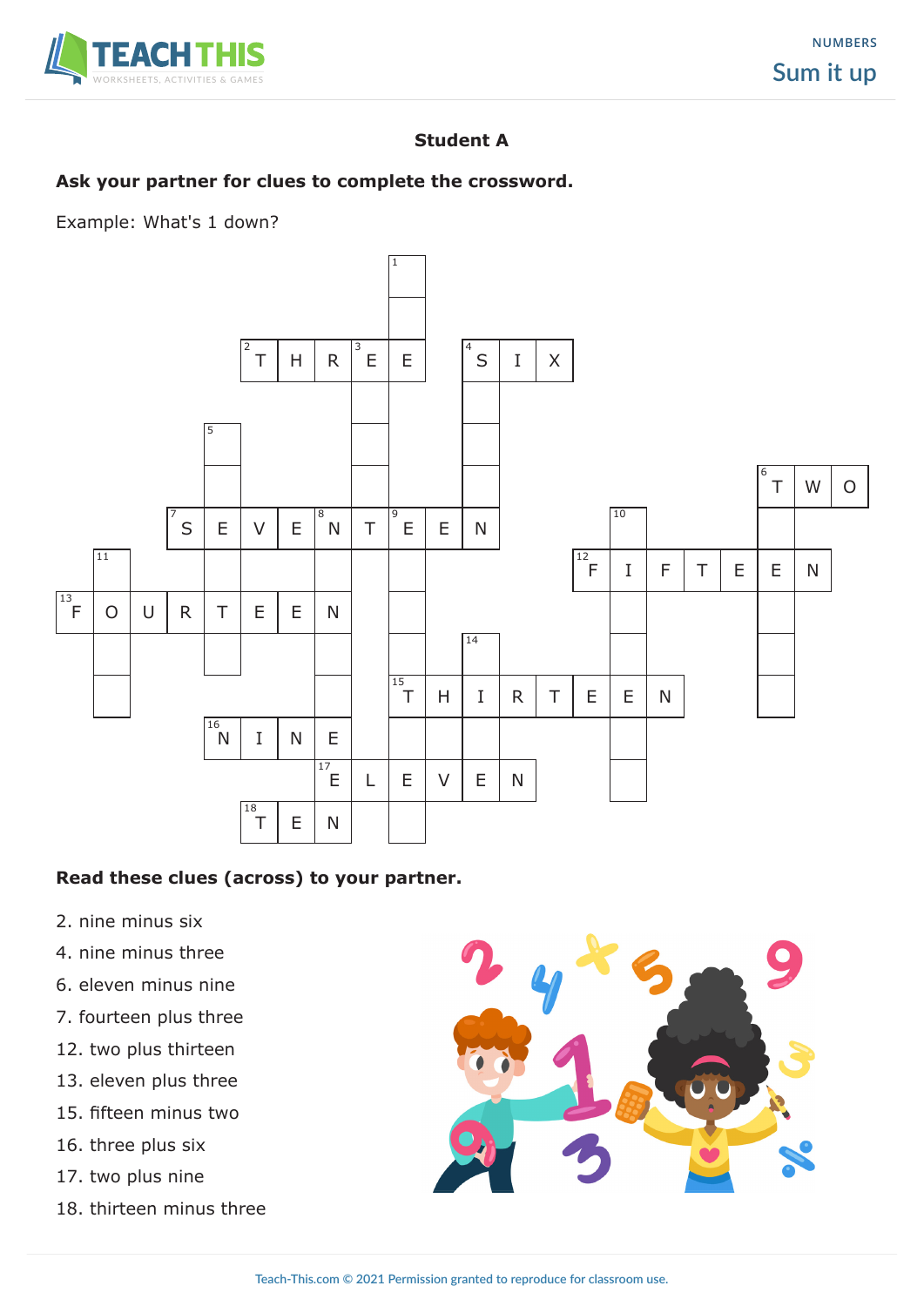**Student A**

**Ask your partner for clues to complete the crossword.**

Example: What's 1 down?

**Read these clues (across) to your partner.**

2. nine minus six
4. nine minus three
6. eleven minus nine
7. fourteen plus three
12. two plus thirteen
13. eleven plus three
15. fifteen minus two
16. three plus six
17. two plus nine
18. thirteen minus three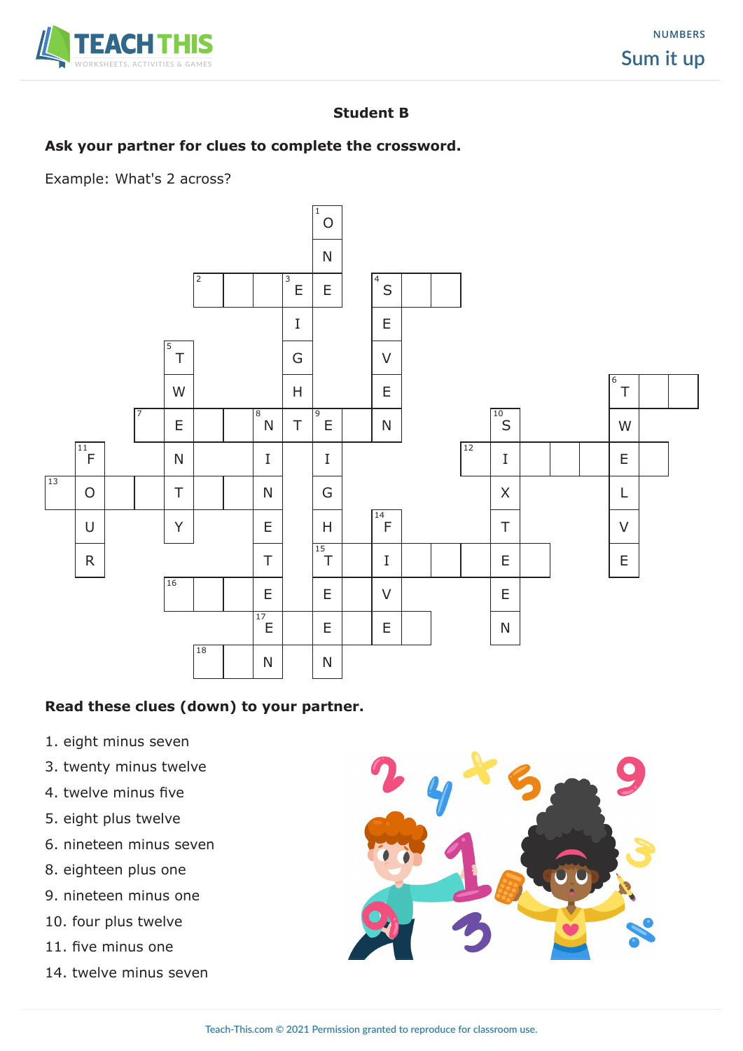NUMBERS

Sum it up

**Student B**

**Ask your partner for clues to complete the crossword.**

Example: What's 2 across?

**Read these clues (down) to your partner.**

1. eight minus seven
3. twenty minus twelve
4. twelve minus five
5. eight plus twelve
6. nineteen minus seven
8. eighteen plus one
9. nineteen minus one
10. four plus twelve
11. five minus one
14. twelve minus seven

Teach-This.com © 2021 Permission granted to reproduce for classroom use.